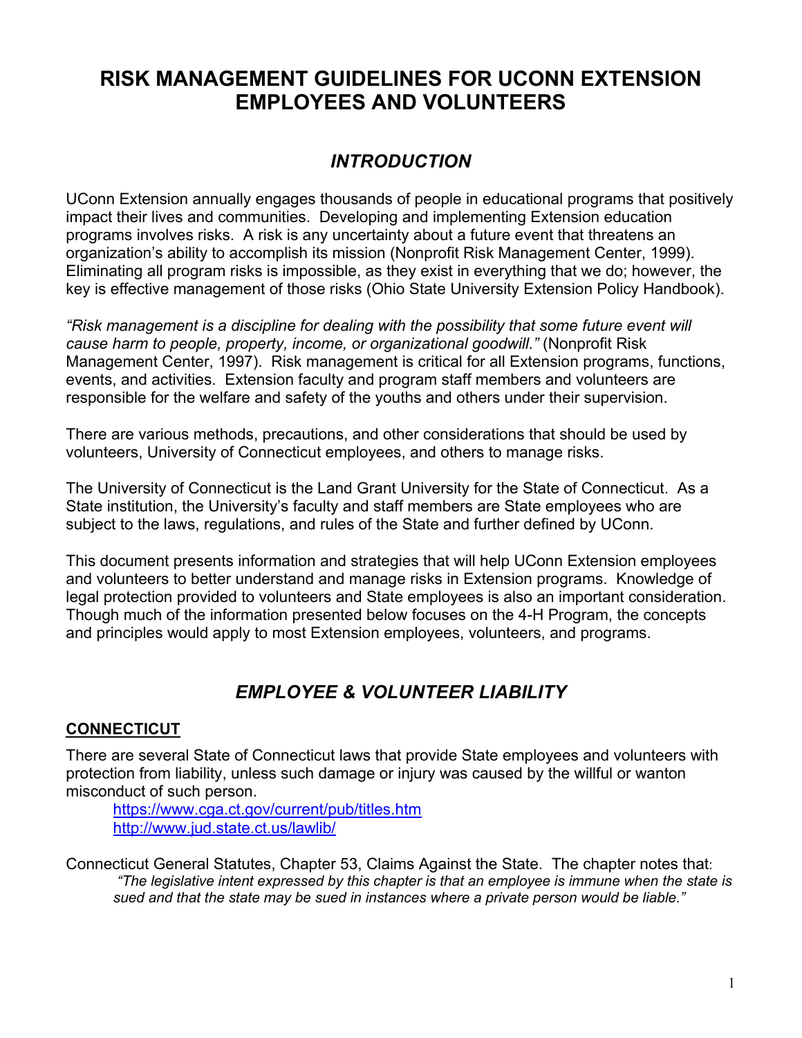# RISK MANAGEMENT GUIDELINES FOR UCONN EXTENSION EMPLOYEES AND VOLUNTEERS

## *INTRODUCTION*

UConn Extension annually engages thousands of people in educational programs that positively impact their lives and communities. Developing and implementing Extension education programs involves risks. A risk is any uncertainty about a future event that threatens an organization's ability to accomplish its mission (Nonprofit Risk Management Center, 1999). Eliminating all program risks is impossible, as they exist in everything that we do; however, the key is effective management of those risks (Ohio State University Extension Policy Handbook).

*"Risk management is a discipline for dealing with the possibility that some future event will cause harm to people, property, income, or organizational goodwill."* (Nonprofit Risk Management Center, 1997). Risk management is critical for all Extension programs, functions, events, and activities. Extension faculty and program staff members and volunteers are responsible for the welfare and safety of the youths and others under their supervision.

There are various methods, precautions, and other considerations that should be used by volunteers, University of Connecticut employees, and others to manage risks.

The University of Connecticut is the Land Grant University for the State of Connecticut. As a State institution, the University's faculty and staff members are State employees who are subject to the laws, regulations, and rules of the State and further defined by UConn.

This document presents information and strategies that will help UConn Extension employees and volunteers to better understand and manage risks in Extension programs. Knowledge of legal protection provided to volunteers and State employees is also an important consideration. Though much of the information presented below focuses on the 4-H Program, the concepts and principles would apply to most Extension employees, volunteers, and programs.

## *EMPLOYEE & VOLUNTEER LIABILITY*

### CONNECTICUT

There are several State of Connecticut laws that provide State employees and volunteers with protection from liability, unless such damage or injury was caused by the willful or wanton misconduct of such person.

> https://www.cga.ct.gov/current/pub/titles.htm
> http://www.jud.state.ct.us/lawlib/

Connecticut General Statutes, Chapter 53, Claims Against the State. The chapter notes that:

> *"The legislative intent expressed by this chapter is that an employee is immune when the state is sued and that the state may be sued in instances where a private person would be liable."*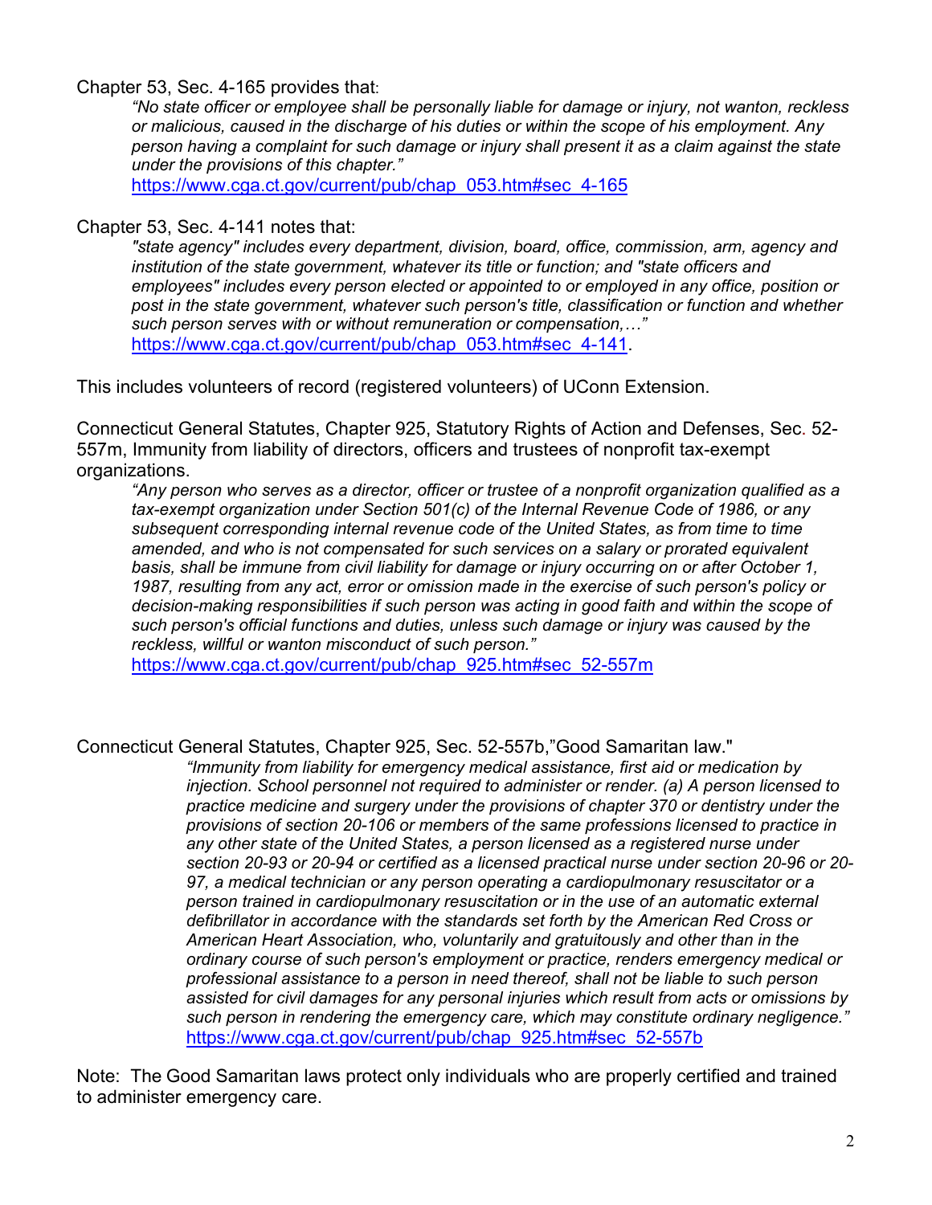Chapter 53, Sec. 4-165 provides that:

> *"No state officer or employee shall be personally liable for damage or injury, not wanton, reckless or malicious, caused in the discharge of his duties or within the scope of his employment. Any person having a complaint for such damage or injury shall present it as a claim against the state under the provisions of this chapter."*
> https://www.cga.ct.gov/current/pub/chap_053.htm#sec_4-165

Chapter 53, Sec. 4-141 notes that:

> *"state agency" includes every department, division, board, office, commission, arm, agency and institution of the state government, whatever its title or function; and "state officers and employees" includes every person elected or appointed to or employed in any office, position or post in the state government, whatever such person's title, classification or function and whether such person serves with or without remuneration or compensation,…"*
> https://www.cga.ct.gov/current/pub/chap_053.htm#sec_4-141.

This includes volunteers of record (registered volunteers) of UConn Extension.

Connecticut General Statutes, Chapter 925, Statutory Rights of Action and Defenses, Sec. 52-557m, Immunity from liability of directors, officers and trustees of nonprofit tax-exempt organizations.

> *"Any person who serves as a director, officer or trustee of a nonprofit organization qualified as a tax-exempt organization under Section 501(c) of the Internal Revenue Code of 1986, or any subsequent corresponding internal revenue code of the United States, as from time to time amended, and who is not compensated for such services on a salary or prorated equivalent basis, shall be immune from civil liability for damage or injury occurring on or after October 1, 1987, resulting from any act, error or omission made in the exercise of such person's policy or decision-making responsibilities if such person was acting in good faith and within the scope of such person's official functions and duties, unless such damage or injury was caused by the reckless, willful or wanton misconduct of such person."*
> https://www.cga.ct.gov/current/pub/chap_925.htm#sec_52-557m

Connecticut General Statutes, Chapter 925, Sec. 52-557b,"Good Samaritan law."

> *"Immunity from liability for emergency medical assistance, first aid or medication by injection. School personnel not required to administer or render. (a) A person licensed to practice medicine and surgery under the provisions of chapter 370 or dentistry under the provisions of section 20-106 or members of the same professions licensed to practice in any other state of the United States, a person licensed as a registered nurse under section 20-93 or 20-94 or certified as a licensed practical nurse under section 20-96 or 20-97, a medical technician or any person operating a cardiopulmonary resuscitator or a person trained in cardiopulmonary resuscitation or in the use of an automatic external defibrillator in accordance with the standards set forth by the American Red Cross or American Heart Association, who, voluntarily and gratuitously and other than in the ordinary course of such person's employment or practice, renders emergency medical or professional assistance to a person in need thereof, shall not be liable to such person assisted for civil damages for any personal injuries which result from acts or omissions by such person in rendering the emergency care, which may constitute ordinary negligence."*
> https://www.cga.ct.gov/current/pub/chap_925.htm#sec_52-557b

Note: The Good Samaritan laws protect only individuals who are properly certified and trained to administer emergency care.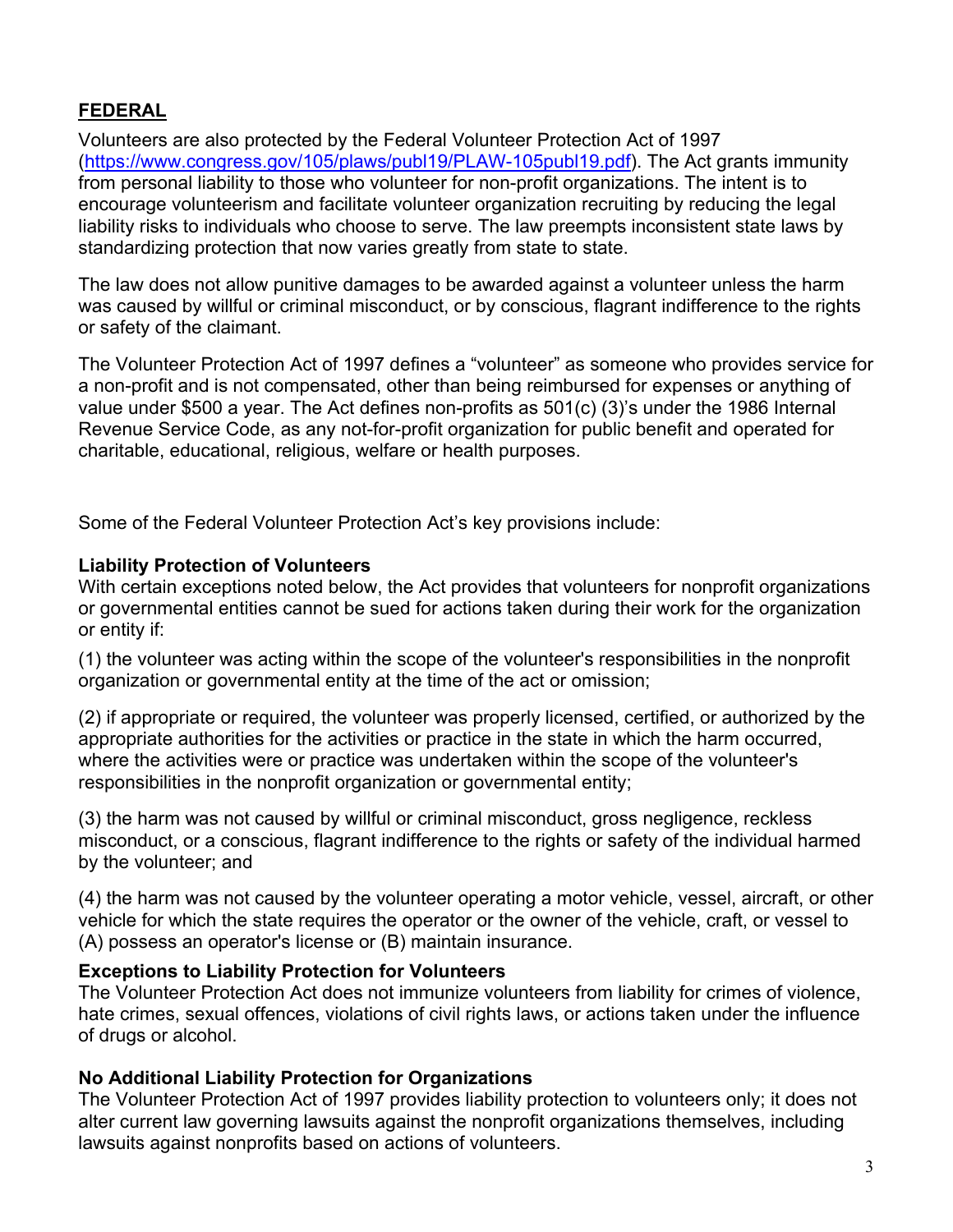## FEDERAL

Volunteers are also protected by the Federal Volunteer Protection Act of 1997 (https://www.congress.gov/105/plaws/publ19/PLAW-105publ19.pdf). The Act grants immunity from personal liability to those who volunteer for non-profit organizations. The intent is to encourage volunteerism and facilitate volunteer organization recruiting by reducing the legal liability risks to individuals who choose to serve. The law preempts inconsistent state laws by standardizing protection that now varies greatly from state to state.

The law does not allow punitive damages to be awarded against a volunteer unless the harm was caused by willful or criminal misconduct, or by conscious, flagrant indifference to the rights or safety of the claimant.

The Volunteer Protection Act of 1997 defines a "volunteer" as someone who provides service for a non-profit and is not compensated, other than being reimbursed for expenses or anything of value under $500 a year. The Act defines non-profits as 501(c) (3)'s under the 1986 Internal Revenue Service Code, as any not-for-profit organization for public benefit and operated for charitable, educational, religious, welfare or health purposes.

Some of the Federal Volunteer Protection Act's key provisions include:

**Liability Protection of Volunteers**

With certain exceptions noted below, the Act provides that volunteers for nonprofit organizations or governmental entities cannot be sued for actions taken during their work for the organization or entity if:

(1) the volunteer was acting within the scope of the volunteer's responsibilities in the nonprofit organization or governmental entity at the time of the act or omission;

(2) if appropriate or required, the volunteer was properly licensed, certified, or authorized by the appropriate authorities for the activities or practice in the state in which the harm occurred, where the activities were or practice was undertaken within the scope of the volunteer's responsibilities in the nonprofit organization or governmental entity;

(3) the harm was not caused by willful or criminal misconduct, gross negligence, reckless misconduct, or a conscious, flagrant indifference to the rights or safety of the individual harmed by the volunteer; and

(4) the harm was not caused by the volunteer operating a motor vehicle, vessel, aircraft, or other vehicle for which the state requires the operator or the owner of the vehicle, craft, or vessel to (A) possess an operator's license or (B) maintain insurance.

**Exceptions to Liability Protection for Volunteers**

The Volunteer Protection Act does not immunize volunteers from liability for crimes of violence, hate crimes, sexual offences, violations of civil rights laws, or actions taken under the influence of drugs or alcohol.

**No Additional Liability Protection for Organizations**

The Volunteer Protection Act of 1997 provides liability protection to volunteers only; it does not alter current law governing lawsuits against the nonprofit organizations themselves, including lawsuits against nonprofits based on actions of volunteers.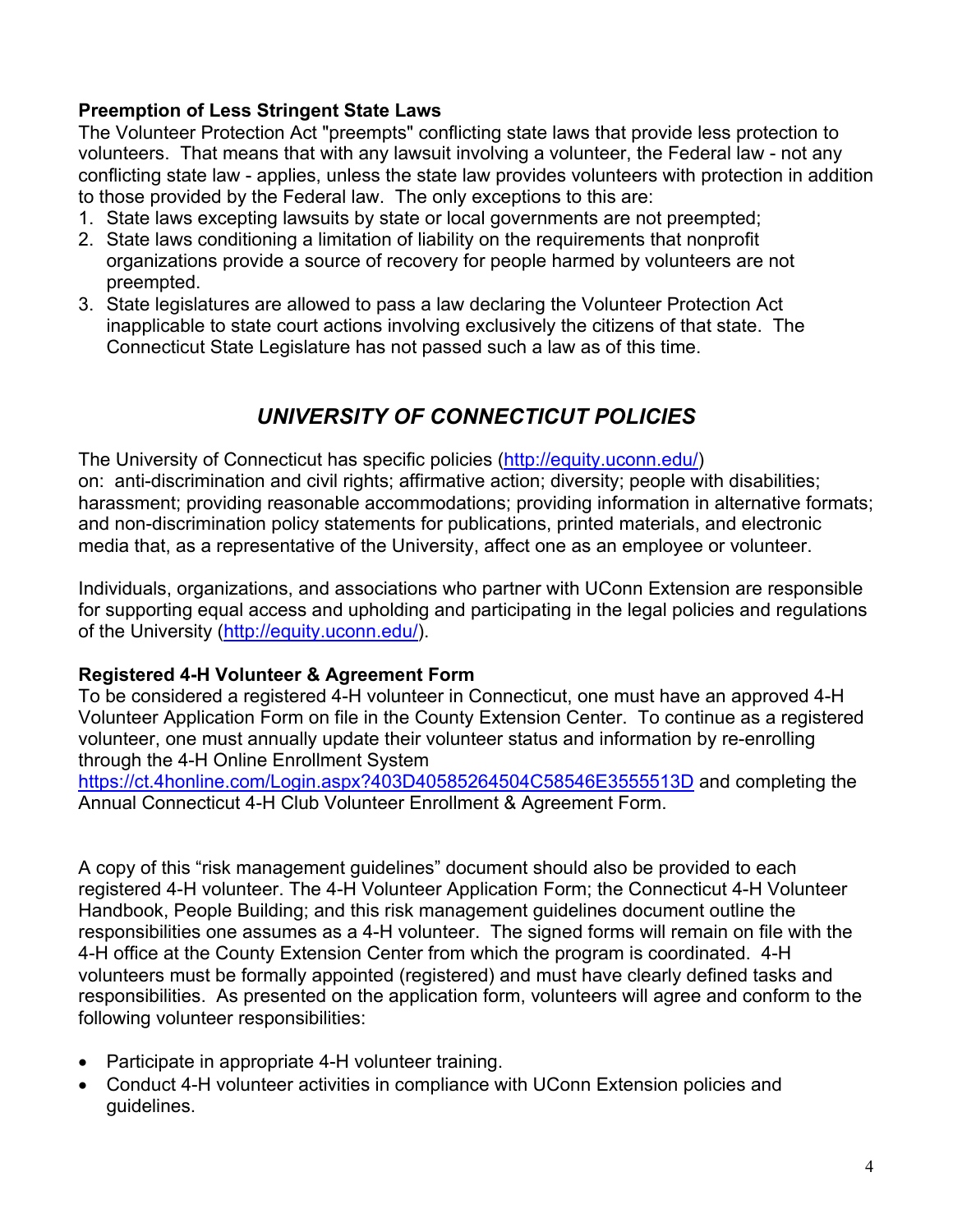### Preemption of Less Stringent State Laws

The Volunteer Protection Act "preempts" conflicting state laws that provide less protection to volunteers. That means that with any lawsuit involving a volunteer, the Federal law - not any conflicting state law - applies, unless the state law provides volunteers with protection in addition to those provided by the Federal law. The only exceptions to this are:

1. State laws excepting lawsuits by state or local governments are not preempted;
2. State laws conditioning a limitation of liability on the requirements that nonprofit organizations provide a source of recovery for people harmed by volunteers are not preempted.
3. State legislatures are allowed to pass a law declaring the Volunteer Protection Act inapplicable to state court actions involving exclusively the citizens of that state. The Connecticut State Legislature has not passed such a law as of this time.

## *UNIVERSITY OF CONNECTICUT POLICIES*

The University of Connecticut has specific policies (http://equity.uconn.edu/) on: anti-discrimination and civil rights; affirmative action; diversity; people with disabilities; harassment; providing reasonable accommodations; providing information in alternative formats; and non-discrimination policy statements for publications, printed materials, and electronic media that, as a representative of the University, affect one as an employee or volunteer.

Individuals, organizations, and associations who partner with UConn Extension are responsible for supporting equal access and upholding and participating in the legal policies and regulations of the University (http://equity.uconn.edu/).

### Registered 4-H Volunteer & Agreement Form

To be considered a registered 4-H volunteer in Connecticut, one must have an approved 4-H Volunteer Application Form on file in the County Extension Center. To continue as a registered volunteer, one must annually update their volunteer status and information by re-enrolling through the 4-H Online Enrollment System https://ct.4honline.com/Login.aspx?403D40585264504C58546E3555513D and completing the Annual Connecticut 4-H Club Volunteer Enrollment & Agreement Form.

A copy of this "risk management guidelines" document should also be provided to each registered 4-H volunteer. The 4-H Volunteer Application Form; the Connecticut 4-H Volunteer Handbook, People Building; and this risk management guidelines document outline the responsibilities one assumes as a 4-H volunteer. The signed forms will remain on file with the 4-H office at the County Extension Center from which the program is coordinated. 4-H volunteers must be formally appointed (registered) and must have clearly defined tasks and responsibilities. As presented on the application form, volunteers will agree and conform to the following volunteer responsibilities:

- Participate in appropriate 4-H volunteer training.
- Conduct 4-H volunteer activities in compliance with UConn Extension policies and guidelines.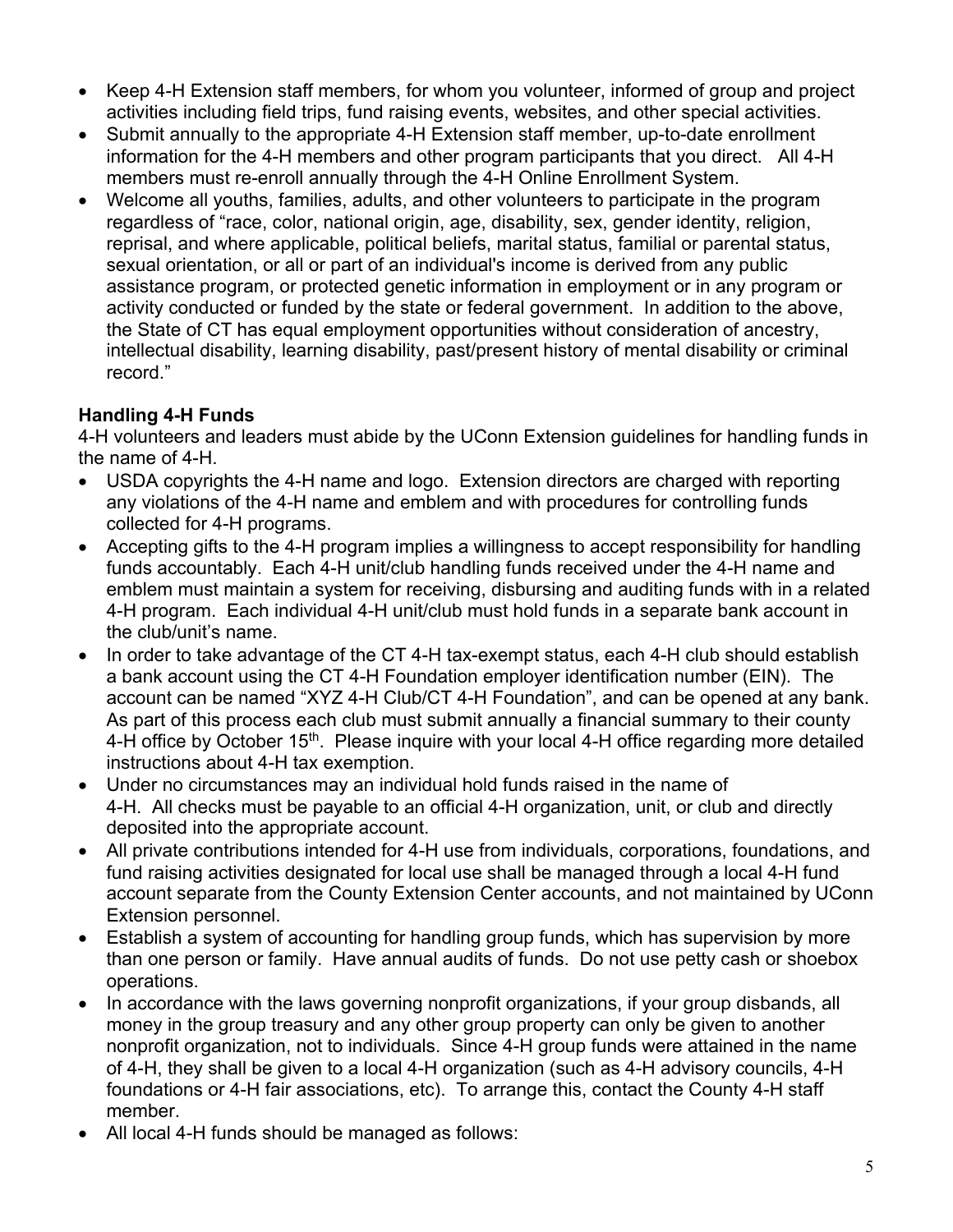- Keep 4-H Extension staff members, for whom you volunteer, informed of group and project activities including field trips, fund raising events, websites, and other special activities.
- Submit annually to the appropriate 4-H Extension staff member, up-to-date enrollment information for the 4-H members and other program participants that you direct. All 4-H members must re-enroll annually through the 4-H Online Enrollment System.
- Welcome all youths, families, adults, and other volunteers to participate in the program regardless of "race, color, national origin, age, disability, sex, gender identity, religion, reprisal, and where applicable, political beliefs, marital status, familial or parental status, sexual orientation, or all or part of an individual's income is derived from any public assistance program, or protected genetic information in employment or in any program or activity conducted or funded by the state or federal government. In addition to the above, the State of CT has equal employment opportunities without consideration of ancestry, intellectual disability, learning disability, past/present history of mental disability or criminal record."

**Handling 4-H Funds**

4-H volunteers and leaders must abide by the UConn Extension guidelines for handling funds in the name of 4-H.

- USDA copyrights the 4-H name and logo. Extension directors are charged with reporting any violations of the 4-H name and emblem and with procedures for controlling funds collected for 4-H programs.
- Accepting gifts to the 4-H program implies a willingness to accept responsibility for handling funds accountably. Each 4-H unit/club handling funds received under the 4-H name and emblem must maintain a system for receiving, disbursing and auditing funds with in a related 4-H program. Each individual 4-H unit/club must hold funds in a separate bank account in the club/unit's name.
- In order to take advantage of the CT 4-H tax-exempt status, each 4-H club should establish a bank account using the CT 4-H Foundation employer identification number (EIN). The account can be named "XYZ 4-H Club/CT 4-H Foundation", and can be opened at any bank. As part of this process each club must submit annually a financial summary to their county 4-H office by October 15th. Please inquire with your local 4-H office regarding more detailed instructions about 4-H tax exemption.
- Under no circumstances may an individual hold funds raised in the name of 4-H. All checks must be payable to an official 4-H organization, unit, or club and directly deposited into the appropriate account.
- All private contributions intended for 4-H use from individuals, corporations, foundations, and fund raising activities designated for local use shall be managed through a local 4-H fund account separate from the County Extension Center accounts, and not maintained by UConn Extension personnel.
- Establish a system of accounting for handling group funds, which has supervision by more than one person or family. Have annual audits of funds. Do not use petty cash or shoebox operations.
- In accordance with the laws governing nonprofit organizations, if your group disbands, all money in the group treasury and any other group property can only be given to another nonprofit organization, not to individuals. Since 4-H group funds were attained in the name of 4-H, they shall be given to a local 4-H organization (such as 4-H advisory councils, 4-H foundations or 4-H fair associations, etc). To arrange this, contact the County 4-H staff member.
- All local 4-H funds should be managed as follows: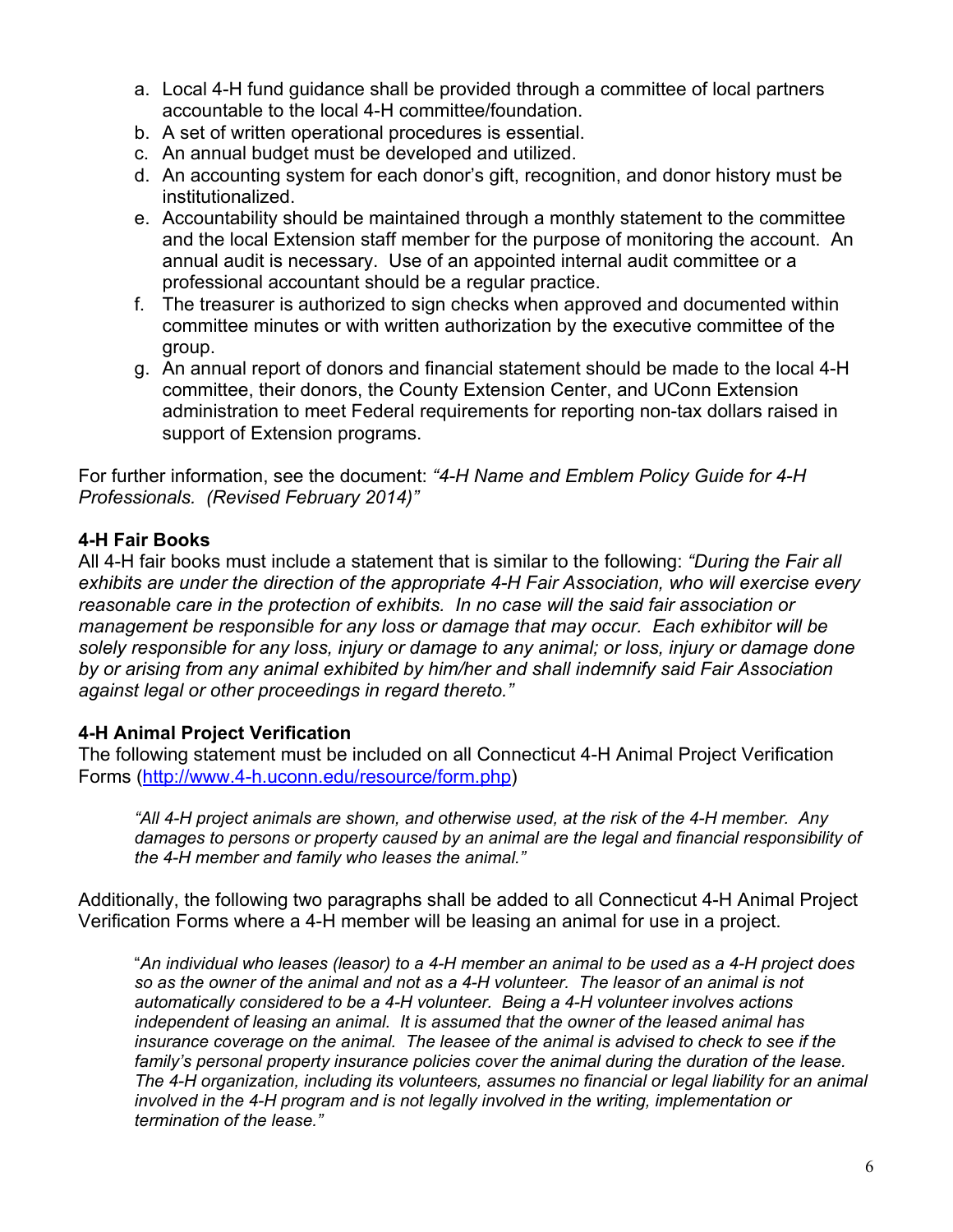a. Local 4-H fund guidance shall be provided through a committee of local partners accountable to the local 4-H committee/foundation.
b. A set of written operational procedures is essential.
c. An annual budget must be developed and utilized.
d. An accounting system for each donor's gift, recognition, and donor history must be institutionalized.
e. Accountability should be maintained through a monthly statement to the committee and the local Extension staff member for the purpose of monitoring the account. An annual audit is necessary. Use of an appointed internal audit committee or a professional accountant should be a regular practice.
f. The treasurer is authorized to sign checks when approved and documented within committee minutes or with written authorization by the executive committee of the group.
g. An annual report of donors and financial statement should be made to the local 4-H committee, their donors, the County Extension Center, and UConn Extension administration to meet Federal requirements for reporting non-tax dollars raised in support of Extension programs.

For further information, see the document: *"4-H Name and Emblem Policy Guide for 4-H Professionals. (Revised February 2014)"*

**4-H Fair Books**

All 4-H fair books must include a statement that is similar to the following: *"During the Fair all exhibits are under the direction of the appropriate 4-H Fair Association, who will exercise every reasonable care in the protection of exhibits. In no case will the said fair association or management be responsible for any loss or damage that may occur. Each exhibitor will be solely responsible for any loss, injury or damage to any animal; or loss, injury or damage done by or arising from any animal exhibited by him/her and shall indemnify said Fair Association against legal or other proceedings in regard thereto."*

**4-H Animal Project Verification**

The following statement must be included on all Connecticut 4-H Animal Project Verification Forms (http://www.4-h.uconn.edu/resource/form.php)

> *"All 4-H project animals are shown, and otherwise used, at the risk of the 4-H member. Any damages to persons or property caused by an animal are the legal and financial responsibility of the 4-H member and family who leases the animal."*

Additionally, the following two paragraphs shall be added to all Connecticut 4-H Animal Project Verification Forms where a 4-H member will be leasing an animal for use in a project.

> "*An individual who leases (leasor) to a 4-H member an animal to be used as a 4-H project does so as the owner of the animal and not as a 4-H volunteer. The leasor of an animal is not automatically considered to be a 4-H volunteer. Being a 4-H volunteer involves actions independent of leasing an animal. It is assumed that the owner of the leased animal has insurance coverage on the animal. The leasee of the animal is advised to check to see if the family's personal property insurance policies cover the animal during the duration of the lease. The 4-H organization, including its volunteers, assumes no financial or legal liability for an animal involved in the 4-H program and is not legally involved in the writing, implementation or termination of the lease."*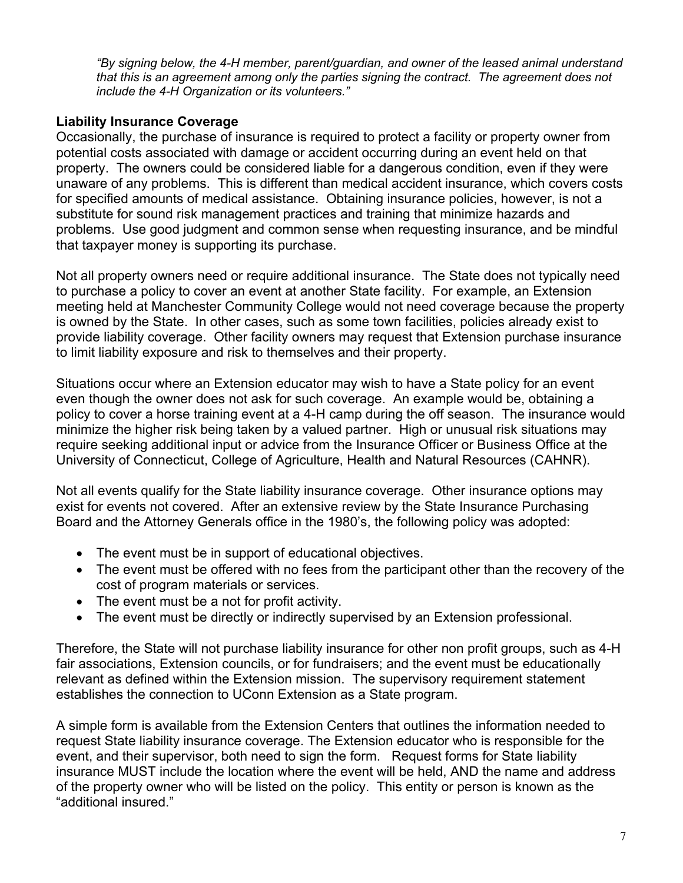*"By signing below, the 4-H member, parent/guardian, and owner of the leased animal understand that this is an agreement among only the parties signing the contract. The agreement does not include the 4-H Organization or its volunteers."*

**Liability Insurance Coverage**

Occasionally, the purchase of insurance is required to protect a facility or property owner from potential costs associated with damage or accident occurring during an event held on that property. The owners could be considered liable for a dangerous condition, even if they were unaware of any problems. This is different than medical accident insurance, which covers costs for specified amounts of medical assistance. Obtaining insurance policies, however, is not a substitute for sound risk management practices and training that minimize hazards and problems. Use good judgment and common sense when requesting insurance, and be mindful that taxpayer money is supporting its purchase.

Not all property owners need or require additional insurance. The State does not typically need to purchase a policy to cover an event at another State facility. For example, an Extension meeting held at Manchester Community College would not need coverage because the property is owned by the State. In other cases, such as some town facilities, policies already exist to provide liability coverage. Other facility owners may request that Extension purchase insurance to limit liability exposure and risk to themselves and their property.

Situations occur where an Extension educator may wish to have a State policy for an event even though the owner does not ask for such coverage. An example would be, obtaining a policy to cover a horse training event at a 4-H camp during the off season. The insurance would minimize the higher risk being taken by a valued partner. High or unusual risk situations may require seeking additional input or advice from the Insurance Officer or Business Office at the University of Connecticut, College of Agriculture, Health and Natural Resources (CAHNR).

Not all events qualify for the State liability insurance coverage. Other insurance options may exist for events not covered. After an extensive review by the State Insurance Purchasing Board and the Attorney Generals office in the 1980's, the following policy was adopted:

- The event must be in support of educational objectives.
- The event must be offered with no fees from the participant other than the recovery of the cost of program materials or services.
- The event must be a not for profit activity.
- The event must be directly or indirectly supervised by an Extension professional.

Therefore, the State will not purchase liability insurance for other non profit groups, such as 4-H fair associations, Extension councils, or for fundraisers; and the event must be educationally relevant as defined within the Extension mission. The supervisory requirement statement establishes the connection to UConn Extension as a State program.

A simple form is available from the Extension Centers that outlines the information needed to request State liability insurance coverage. The Extension educator who is responsible for the event, and their supervisor, both need to sign the form. Request forms for State liability insurance MUST include the location where the event will be held, AND the name and address of the property owner who will be listed on the policy. This entity or person is known as the "additional insured."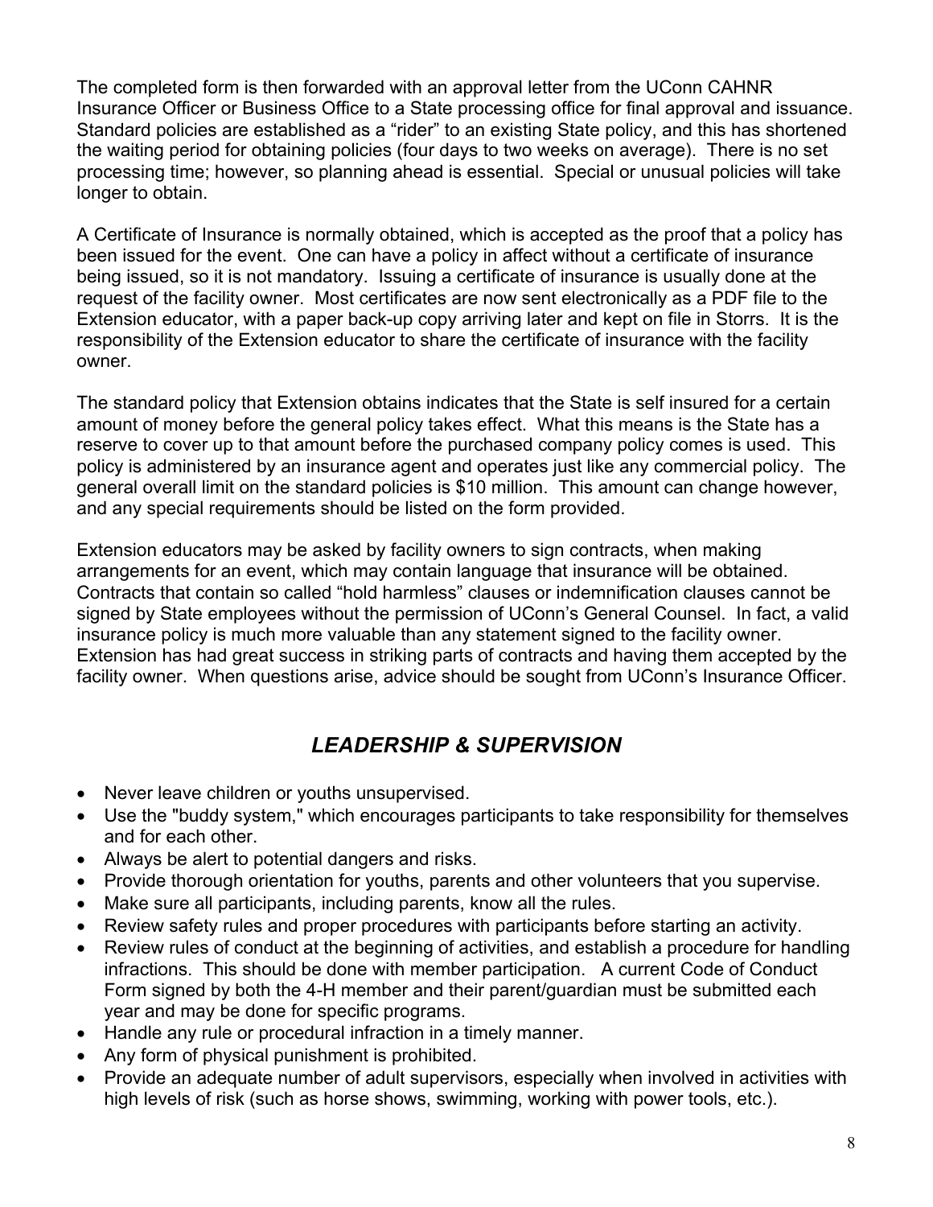The completed form is then forwarded with an approval letter from the UConn CAHNR Insurance Officer or Business Office to a State processing office for final approval and issuance. Standard policies are established as a "rider" to an existing State policy, and this has shortened the waiting period for obtaining policies (four days to two weeks on average). There is no set processing time; however, so planning ahead is essential. Special or unusual policies will take longer to obtain.

A Certificate of Insurance is normally obtained, which is accepted as the proof that a policy has been issued for the event. One can have a policy in affect without a certificate of insurance being issued, so it is not mandatory. Issuing a certificate of insurance is usually done at the request of the facility owner. Most certificates are now sent electronically as a PDF file to the Extension educator, with a paper back-up copy arriving later and kept on file in Storrs. It is the responsibility of the Extension educator to share the certificate of insurance with the facility owner.

The standard policy that Extension obtains indicates that the State is self insured for a certain amount of money before the general policy takes effect. What this means is the State has a reserve to cover up to that amount before the purchased company policy comes is used. This policy is administered by an insurance agent and operates just like any commercial policy. The general overall limit on the standard policies is $10 million. This amount can change however, and any special requirements should be listed on the form provided.

Extension educators may be asked by facility owners to sign contracts, when making arrangements for an event, which may contain language that insurance will be obtained. Contracts that contain so called "hold harmless" clauses or indemnification clauses cannot be signed by State employees without the permission of UConn's General Counsel. In fact, a valid insurance policy is much more valuable than any statement signed to the facility owner. Extension has had great success in striking parts of contracts and having them accepted by the facility owner. When questions arise, advice should be sought from UConn's Insurance Officer.

## *LEADERSHIP & SUPERVISION*

- Never leave children or youths unsupervised.
- Use the "buddy system," which encourages participants to take responsibility for themselves and for each other.
- Always be alert to potential dangers and risks.
- Provide thorough orientation for youths, parents and other volunteers that you supervise.
- Make sure all participants, including parents, know all the rules.
- Review safety rules and proper procedures with participants before starting an activity.
- Review rules of conduct at the beginning of activities, and establish a procedure for handling infractions. This should be done with member participation. A current Code of Conduct Form signed by both the 4-H member and their parent/guardian must be submitted each year and may be done for specific programs.
- Handle any rule or procedural infraction in a timely manner.
- Any form of physical punishment is prohibited.
- Provide an adequate number of adult supervisors, especially when involved in activities with high levels of risk (such as horse shows, swimming, working with power tools, etc.).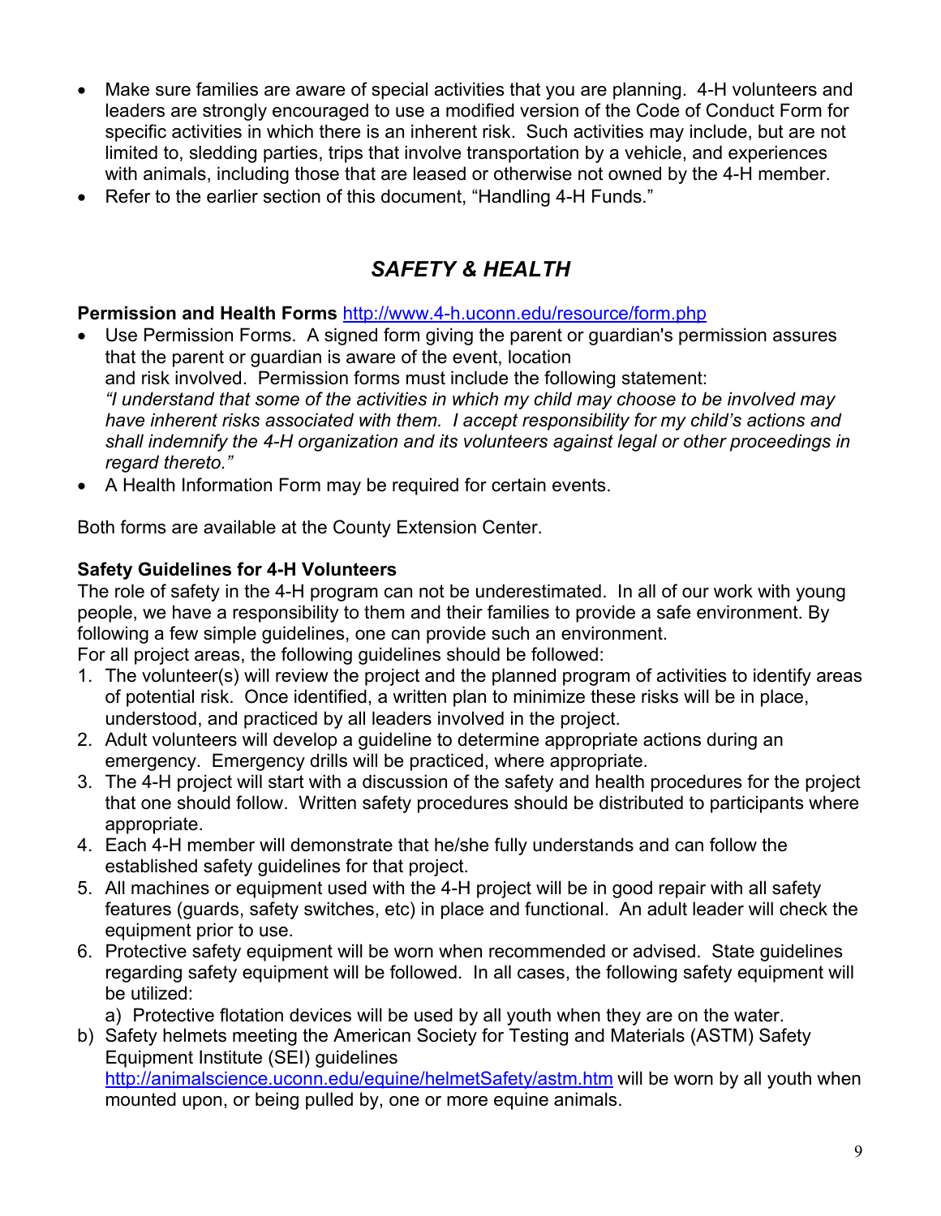- Make sure families are aware of special activities that you are planning. 4-H volunteers and leaders are strongly encouraged to use a modified version of the Code of Conduct Form for specific activities in which there is an inherent risk. Such activities may include, but are not limited to, sledding parties, trips that involve transportation by a vehicle, and experiences with animals, including those that are leased or otherwise not owned by the 4-H member.
- Refer to the earlier section of this document, "Handling 4-H Funds."

## *SAFETY & HEALTH*

**Permission and Health Forms** http://www.4-h.uconn.edu/resource/form.php

- Use Permission Forms. A signed form giving the parent or guardian's permission assures that the parent or guardian is aware of the event, location and risk involved. Permission forms must include the following statement: *"I understand that some of the activities in which my child may choose to be involved may have inherent risks associated with them. I accept responsibility for my child's actions and shall indemnify the 4-H organization and its volunteers against legal or other proceedings in regard thereto."*
- A Health Information Form may be required for certain events.

Both forms are available at the County Extension Center.

**Safety Guidelines for 4-H Volunteers**

The role of safety in the 4-H program can not be underestimated. In all of our work with young people, we have a responsibility to them and their families to provide a safe environment. By following a few simple guidelines, one can provide such an environment.

For all project areas, the following guidelines should be followed:

1. The volunteer(s) will review the project and the planned program of activities to identify areas of potential risk. Once identified, a written plan to minimize these risks will be in place, understood, and practiced by all leaders involved in the project.
2. Adult volunteers will develop a guideline to determine appropriate actions during an emergency. Emergency drills will be practiced, where appropriate.
3. The 4-H project will start with a discussion of the safety and health procedures for the project that one should follow. Written safety procedures should be distributed to participants where appropriate.
4. Each 4-H member will demonstrate that he/she fully understands and can follow the established safety guidelines for that project.
5. All machines or equipment used with the 4-H project will be in good repair with all safety features (guards, safety switches, etc) in place and functional. An adult leader will check the equipment prior to use.
6. Protective safety equipment will be worn when recommended or advised. State guidelines regarding safety equipment will be followed. In all cases, the following safety equipment will be utilized:
   a) Protective flotation devices will be used by all youth when they are on the water.
   b) Safety helmets meeting the American Society for Testing and Materials (ASTM) Safety Equipment Institute (SEI) guidelines http://animalscience.uconn.edu/equine/helmetSafety/astm.htm will be worn by all youth when mounted upon, or being pulled by, one or more equine animals.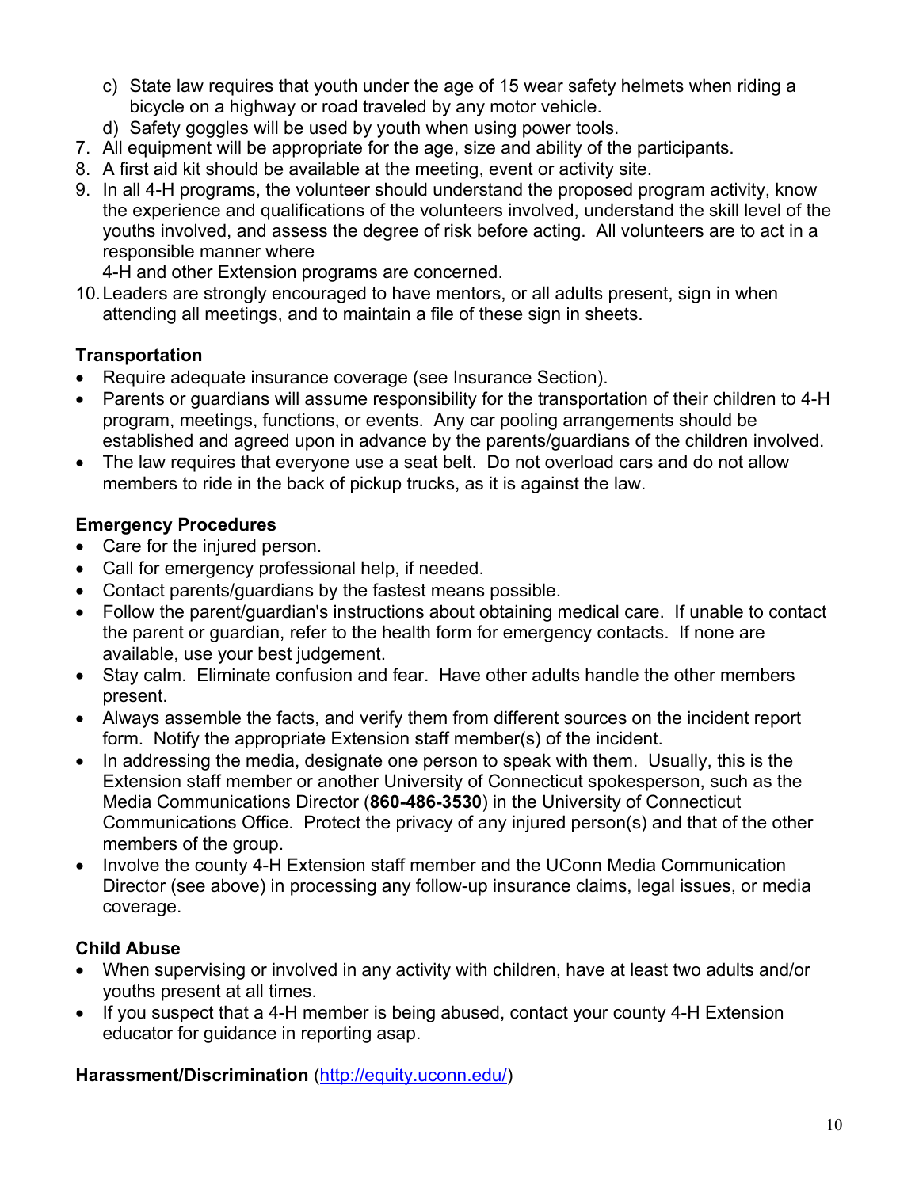c) State law requires that youth under the age of 15 wear safety helmets when riding a bicycle on a highway or road traveled by any motor vehicle.
   d) Safety goggles will be used by youth when using power tools.
7. All equipment will be appropriate for the age, size and ability of the participants.
8. A first aid kit should be available at the meeting, event or activity site.
9. In all 4-H programs, the volunteer should understand the proposed program activity, know the experience and qualifications of the volunteers involved, understand the skill level of the youths involved, and assess the degree of risk before acting. All volunteers are to act in a responsible manner where
   4-H and other Extension programs are concerned.
10. Leaders are strongly encouraged to have mentors, or all adults present, sign in when attending all meetings, and to maintain a file of these sign in sheets.

**Transportation**

- Require adequate insurance coverage (see Insurance Section).
- Parents or guardians will assume responsibility for the transportation of their children to 4-H program, meetings, functions, or events. Any car pooling arrangements should be established and agreed upon in advance by the parents/guardians of the children involved.
- The law requires that everyone use a seat belt. Do not overload cars and do not allow members to ride in the back of pickup trucks, as it is against the law.

**Emergency Procedures**

- Care for the injured person.
- Call for emergency professional help, if needed.
- Contact parents/guardians by the fastest means possible.
- Follow the parent/guardian's instructions about obtaining medical care. If unable to contact the parent or guardian, refer to the health form for emergency contacts. If none are available, use your best judgement.
- Stay calm. Eliminate confusion and fear. Have other adults handle the other members present.
- Always assemble the facts, and verify them from different sources on the incident report form. Notify the appropriate Extension staff member(s) of the incident.
- In addressing the media, designate one person to speak with them. Usually, this is the Extension staff member or another University of Connecticut spokesperson, such as the Media Communications Director (**860-486-3530**) in the University of Connecticut Communications Office. Protect the privacy of any injured person(s) and that of the other members of the group.
- Involve the county 4-H Extension staff member and the UConn Media Communication Director (see above) in processing any follow-up insurance claims, legal issues, or media coverage.

**Child Abuse**

- When supervising or involved in any activity with children, have at least two adults and/or youths present at all times.
- If you suspect that a 4-H member is being abused, contact your county 4-H Extension educator for guidance in reporting asap.

**Harassment/Discrimination** (http://equity.uconn.edu/)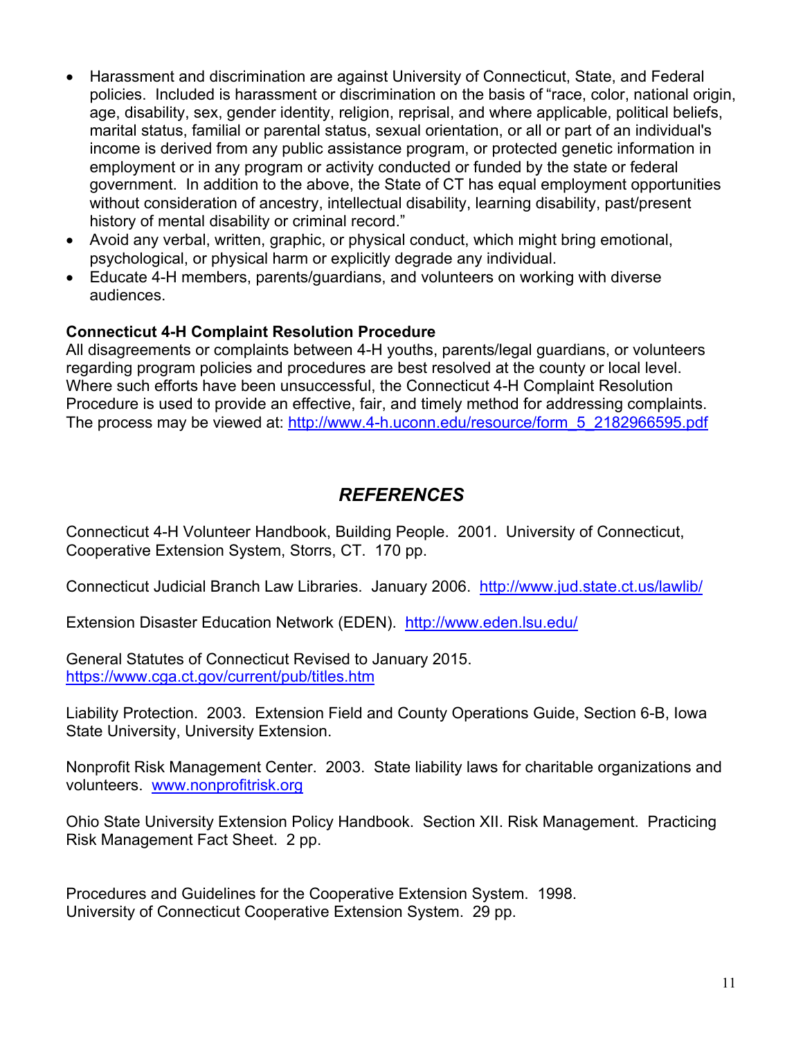- Harassment and discrimination are against University of Connecticut, State, and Federal policies. Included is harassment or discrimination on the basis of "race, color, national origin, age, disability, sex, gender identity, religion, reprisal, and where applicable, political beliefs, marital status, familial or parental status, sexual orientation, or all or part of an individual's income is derived from any public assistance program, or protected genetic information in employment or in any program or activity conducted or funded by the state or federal government. In addition to the above, the State of CT has equal employment opportunities without consideration of ancestry, intellectual disability, learning disability, past/present history of mental disability or criminal record."
- Avoid any verbal, written, graphic, or physical conduct, which might bring emotional, psychological, or physical harm or explicitly degrade any individual.
- Educate 4-H members, parents/guardians, and volunteers on working with diverse audiences.

**Connecticut 4-H Complaint Resolution Procedure**
All disagreements or complaints between 4-H youths, parents/legal guardians, or volunteers regarding program policies and procedures are best resolved at the county or local level. Where such efforts have been unsuccessful, the Connecticut 4-H Complaint Resolution Procedure is used to provide an effective, fair, and timely method for addressing complaints. The process may be viewed at: http://www.4-h.uconn.edu/resource/form_5_2182966595.pdf

## *REFERENCES*

Connecticut 4-H Volunteer Handbook, Building People. 2001. University of Connecticut, Cooperative Extension System, Storrs, CT. 170 pp.

Connecticut Judicial Branch Law Libraries. January 2006. http://www.jud.state.ct.us/lawlib/

Extension Disaster Education Network (EDEN). http://www.eden.lsu.edu/

General Statutes of Connecticut Revised to January 2015. https://www.cga.ct.gov/current/pub/titles.htm

Liability Protection. 2003. Extension Field and County Operations Guide, Section 6-B, Iowa State University, University Extension.

Nonprofit Risk Management Center. 2003. State liability laws for charitable organizations and volunteers. www.nonprofitrisk.org

Ohio State University Extension Policy Handbook. Section XII. Risk Management. Practicing Risk Management Fact Sheet. 2 pp.

Procedures and Guidelines for the Cooperative Extension System. 1998. University of Connecticut Cooperative Extension System. 29 pp.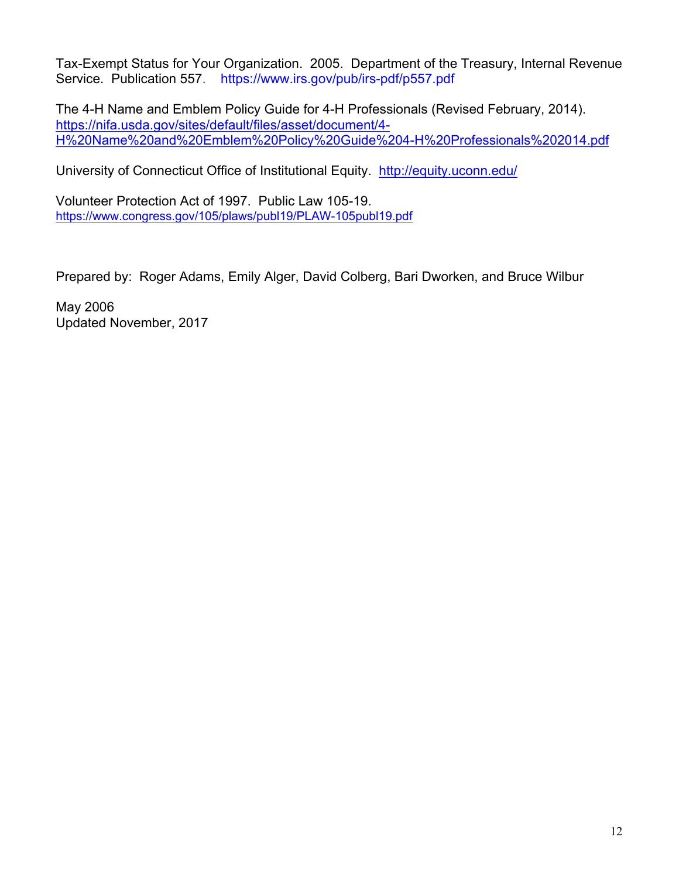Tax-Exempt Status for Your Organization. 2005. Department of the Treasury, Internal Revenue Service. Publication 557. https://www.irs.gov/pub/irs-pdf/p557.pdf

The 4-H Name and Emblem Policy Guide for 4-H Professionals (Revised February, 2014). https://nifa.usda.gov/sites/default/files/asset/document/4-H%20Name%20and%20Emblem%20Policy%20Guide%204-H%20Professionals%202014.pdf

University of Connecticut Office of Institutional Equity. http://equity.uconn.edu/

Volunteer Protection Act of 1997. Public Law 105-19. https://www.congress.gov/105/plaws/publ19/PLAW-105publ19.pdf

Prepared by: Roger Adams, Emily Alger, David Colberg, Bari Dworken, and Bruce Wilbur

May 2006
Updated November, 2017